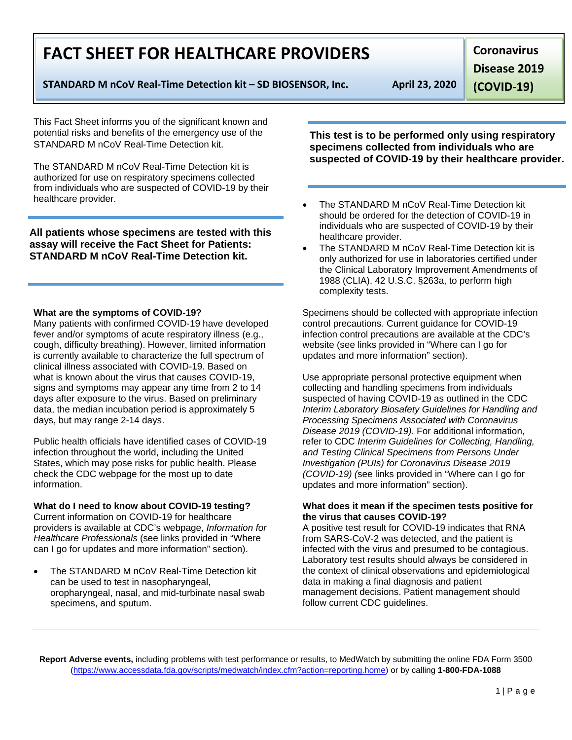# FACT SHEET FOR HEALTHCARE PROVIDERS

**STANDARD M nCoV Real-Time Detection kit – SD BIOSENSOR, Inc.** **April 23, 2020**

**Coronavirus Disease 2019 (COVID-19)**

This Fact Sheet informs you of the significant known and potential risks and benefits of the emergency use of the STANDARD M nCoV Real-Time Detection kit.

The STANDARD M nCoV Real-Time Detection kit is authorized for use on respiratory specimens collected from individuals who are suspected of COVID-19 by their healthcare provider.

**All patients whose specimens are tested with this assay will receive the Fact Sheet for Patients: STANDARD M nCoV Real-Time Detection kit.**

### What are the symptoms of COVID-19?

Many patients with confirmed COVID-19 have developed fever and/or symptoms of acute respiratory illness (e.g., cough, difficulty breathing). However, limited information is currently available to characterize the full spectrum of clinical illness associated with COVID-19. Based on what is known about the virus that causes COVID-19, signs and symptoms may appear any time from 2 to 14 days after exposure to the virus. Based on preliminary data, the median incubation period is approximately 5 days, but may range 2-14 days.

Public health officials have identified cases of COVID-19 infection throughout the world, including the United States, which may pose risks for public health. Please check the CDC webpage for the most up to date information.

### What do I need to know about COVID-19 testing?

Current information on COVID-19 for healthcare providers is available at CDC's webpage, *Information for Healthcare Professionals* (see links provided in "Where can I go for updates and more information" section).

- The STANDARD M nCoV Real-Time Detection kit can be used to test in nasopharyngeal, oropharyngeal, nasal, and mid-turbinate nasal swab specimens, and sputum.

**This test is to be performed only using respiratory specimens collected from individuals who are suspected of COVID-19 by their healthcare provider.**

- The STANDARD M nCoV Real-Time Detection kit should be ordered for the detection of COVID-19 in individuals who are suspected of COVID-19 by their healthcare provider.
- The STANDARD M nCoV Real-Time Detection kit is only authorized for use in laboratories certified under the Clinical Laboratory Improvement Amendments of 1988 (CLIA), 42 U.S.C. §263a, to perform high complexity tests.

Specimens should be collected with appropriate infection control precautions. Current guidance for COVID-19 infection control precautions are available at the CDC's website (see links provided in "Where can I go for updates and more information" section).

Use appropriate personal protective equipment when collecting and handling specimens from individuals suspected of having COVID-19 as outlined in the CDC *Interim Laboratory Biosafety Guidelines for Handling and Processing Specimens Associated with Coronavirus Disease 2019 (COVID-19)*. For additional information, refer to CDC *Interim Guidelines for Collecting, Handling, and Testing Clinical Specimens from Persons Under Investigation (PUIs) for Coronavirus Disease 2019 (COVID-19) (*see links provided in "Where can I go for updates and more information" section).

### What does it mean if the specimen tests positive for the virus that causes COVID-19?

A positive test result for COVID-19 indicates that RNA from SARS-CoV-2 was detected, and the patient is infected with the virus and presumed to be contagious. Laboratory test results should always be considered in the context of clinical observations and epidemiological data in making a final diagnosis and patient management decisions. Patient management should follow current CDC guidelines.

**Report Adverse events,** including problems with test performance or results, to MedWatch by submitting the online FDA Form 3500 (https://www.accessdata.fda.gov/scripts/medwatch/index.cfm?action=reporting.home) or by calling **1-800-FDA-1088**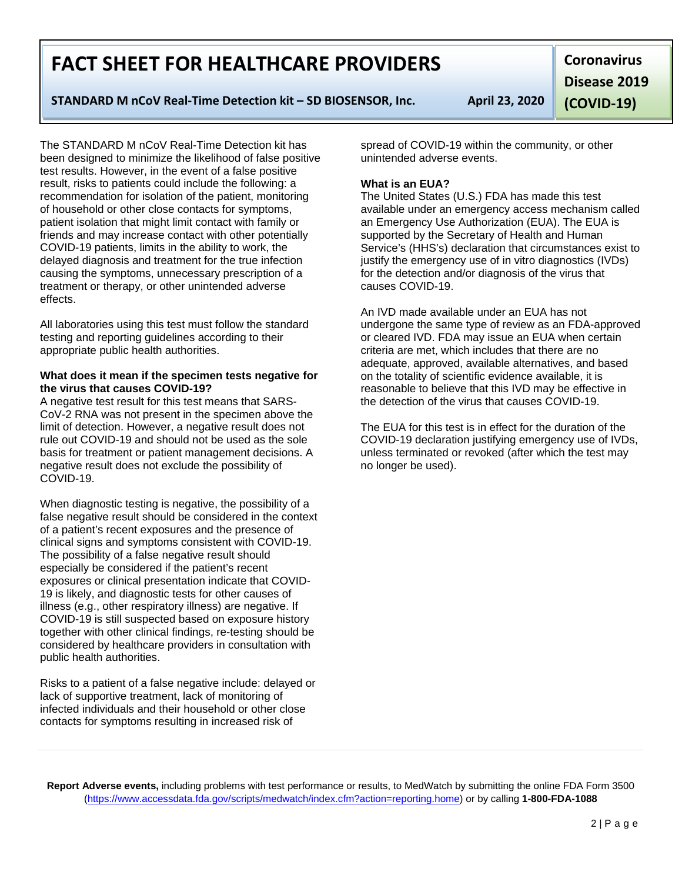The STANDARD M nCoV Real-Time Detection kit has been designed to minimize the likelihood of false positive test results. However, in the event of a false positive result, risks to patients could include the following: a recommendation for isolation of the patient, monitoring of household or other close contacts for symptoms, patient isolation that might limit contact with family or friends and may increase contact with other potentially COVID-19 patients, limits in the ability to work, the delayed diagnosis and treatment for the true infection causing the symptoms, unnecessary prescription of a treatment or therapy, or other unintended adverse effects.

All laboratories using this test must follow the standard testing and reporting guidelines according to their appropriate public health authorities.

**What does it mean if the specimen tests negative for the virus that causes COVID-19?**

A negative test result for this test means that SARS-CoV-2 RNA was not present in the specimen above the limit of detection. However, a negative result does not rule out COVID-19 and should not be used as the sole basis for treatment or patient management decisions. A negative result does not exclude the possibility of COVID-19.

When diagnostic testing is negative, the possibility of a false negative result should be considered in the context of a patient's recent exposures and the presence of clinical signs and symptoms consistent with COVID-19. The possibility of a false negative result should especially be considered if the patient's recent exposures or clinical presentation indicate that COVID-19 is likely, and diagnostic tests for other causes of illness (e.g., other respiratory illness) are negative. If COVID-19 is still suspected based on exposure history together with other clinical findings, re-testing should be considered by healthcare providers in consultation with public health authorities.

Risks to a patient of a false negative include: delayed or lack of supportive treatment, lack of monitoring of infected individuals and their household or other close contacts for symptoms resulting in increased risk of spread of COVID-19 within the community, or other unintended adverse events.

**What is an EUA?**

The United States (U.S.) FDA has made this test available under an emergency access mechanism called an Emergency Use Authorization (EUA). The EUA is supported by the Secretary of Health and Human Service's (HHS's) declaration that circumstances exist to justify the emergency use of in vitro diagnostics (IVDs) for the detection and/or diagnosis of the virus that causes COVID-19.

An IVD made available under an EUA has not undergone the same type of review as an FDA-approved or cleared IVD. FDA may issue an EUA when certain criteria are met, which includes that there are no adequate, approved, available alternatives, and based on the totality of scientific evidence available, it is reasonable to believe that this IVD may be effective in the detection of the virus that causes COVID-19.

The EUA for this test is in effect for the duration of the COVID-19 declaration justifying emergency use of IVDs, unless terminated or revoked (after which the test may no longer be used).

**Report Adverse events,** including problems with test performance or results, to MedWatch by submitting the online FDA Form 3500 (https://www.accessdata.fda.gov/scripts/medwatch/index.cfm?action=reporting.home) or by calling **1-800-FDA-1088**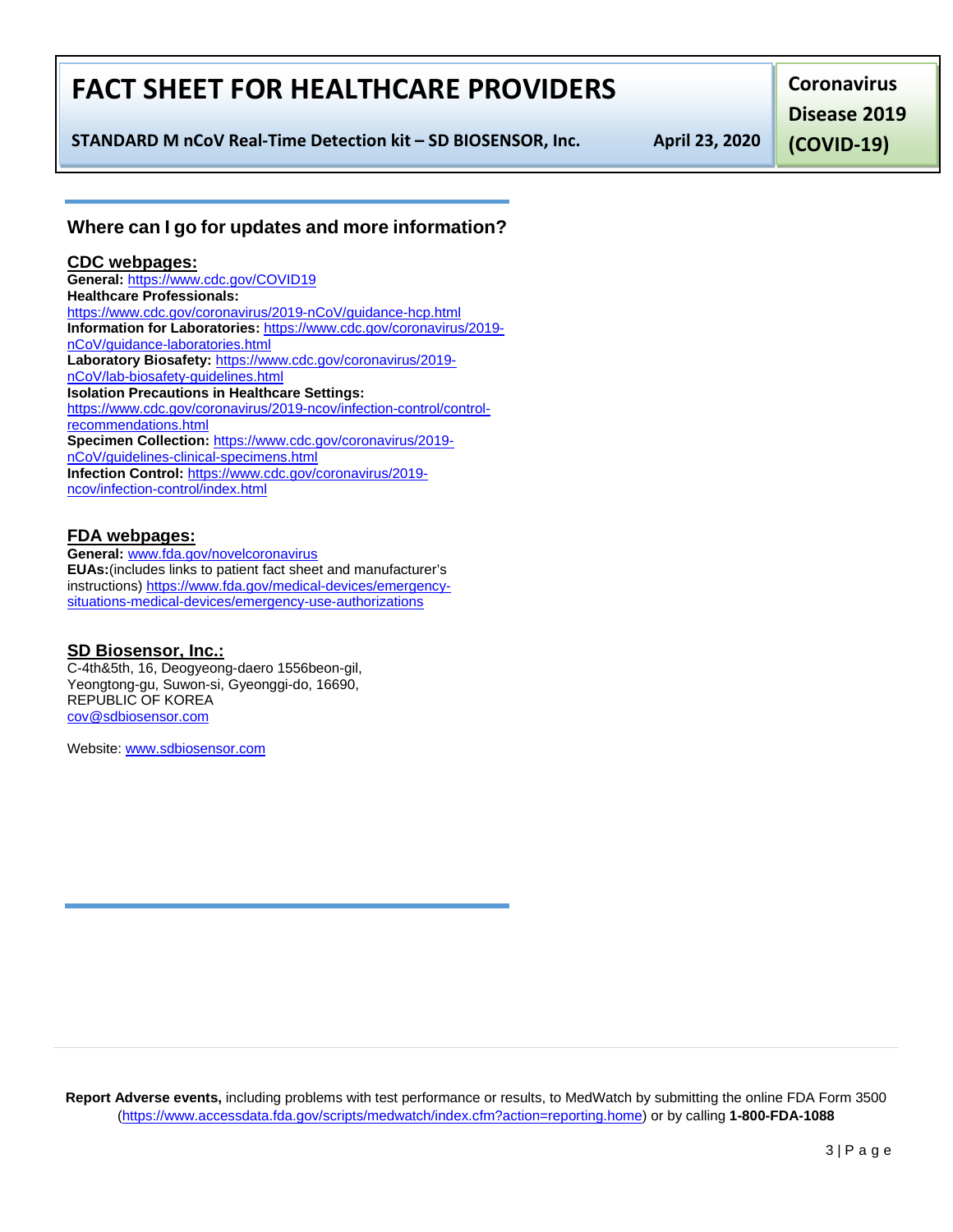# FACT SHEET FOR HEALTHCARE PROVIDERS

**STANDARD M nCoV Real-Time Detection kit – SD BIOSENSOR, Inc.** **April 23, 2020**

**Coronavirus Disease 2019 (COVID-19)**

## Where can I go for updates and more information?

### CDC webpages:

**General:** https://www.cdc.gov/COVID19
**Healthcare Professionals:** https://www.cdc.gov/coronavirus/2019-nCoV/guidance-hcp.html
**Information for Laboratories:** https://www.cdc.gov/coronavirus/2019-nCoV/guidance-laboratories.html
**Laboratory Biosafety:** https://www.cdc.gov/coronavirus/2019-nCoV/lab-biosafety-guidelines.html
**Isolation Precautions in Healthcare Settings:** https://www.cdc.gov/coronavirus/2019-ncov/infection-control/control-recommendations.html
**Specimen Collection:** https://www.cdc.gov/coronavirus/2019-nCoV/guidelines-clinical-specimens.html
**Infection Control:** https://www.cdc.gov/coronavirus/2019-ncov/infection-control/index.html

### FDA webpages:

**General:** www.fda.gov/novelcoronavirus
**EUAs:**(includes links to patient fact sheet and manufacturer's instructions) https://www.fda.gov/medical-devices/emergency-situations-medical-devices/emergency-use-authorizations

### SD Biosensor, Inc.:

C-4th&5th, 16, Deogyeong-daero 1556beon-gil,
Yeongtong-gu, Suwon-si, Gyeonggi-do, 16690,
REPUBLIC OF KOREA
cov@sdbiosensor.com

Website: www.sdbiosensor.com

**Report Adverse events,** including problems with test performance or results, to MedWatch by submitting the online FDA Form 3500 (https://www.accessdata.fda.gov/scripts/medwatch/index.cfm?action=reporting.home) or by calling **1-800-FDA-1088**